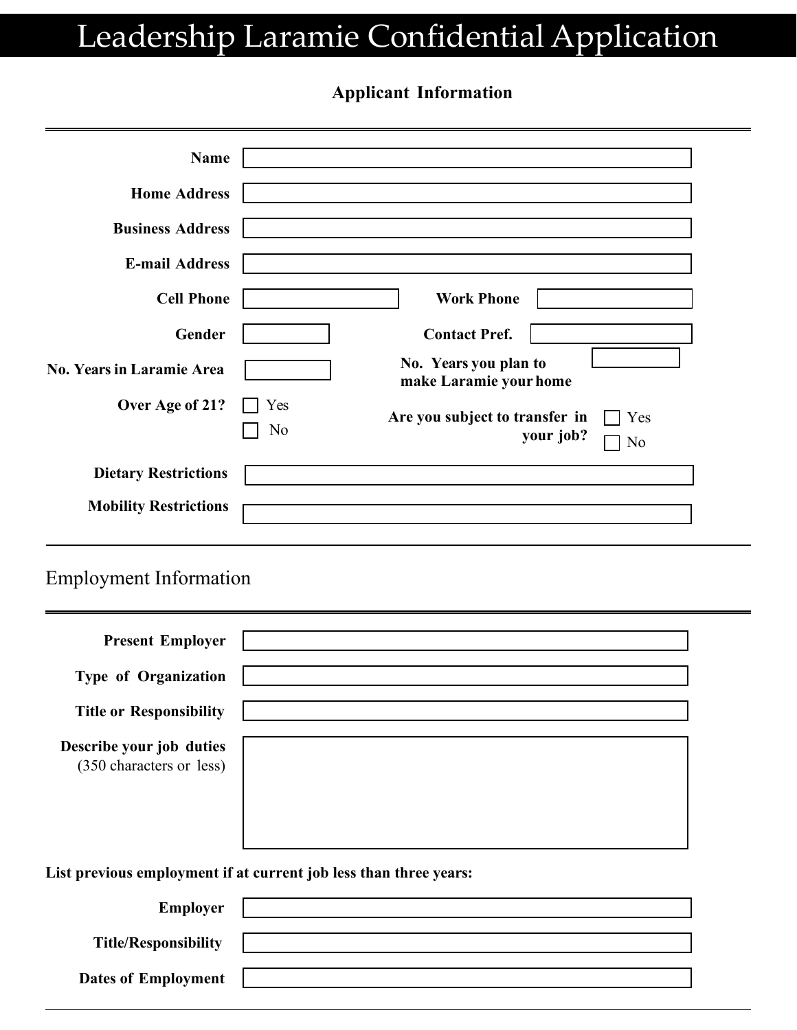# Leadership Laramie Confidential Application

## Applicant Information

---

**Name** ______________________

**Home Address** ______________________

**Business Address** ______________________

**E-mail Address** ______________________

**Cell Phone** ____________ **Work Phone** ____________

**Gender** ____________ **Contact Pref.** ____________

**No. Years in Laramie Area** ____________ **No. Years you plan to make Laramie your home** ____________

**Over Age of 21?** ☐ Yes ☐ No

**Are you subject to transfer in your job?** ☐ Yes ☐ No

**Dietary Restrictions** ______________________

**Mobility Restrictions** ______________________

---

## Employment Information

---

**Present Employer** ______________________

**Type of Organization** ______________________

**Title or Responsibility** ______________________

**Describe your job duties** (350 characters or less) ______________________

**List previous employment if at current job less than three years:**

**Employer** ______________________

**Title/Responsibility** ______________________

**Dates of Employment** ______________________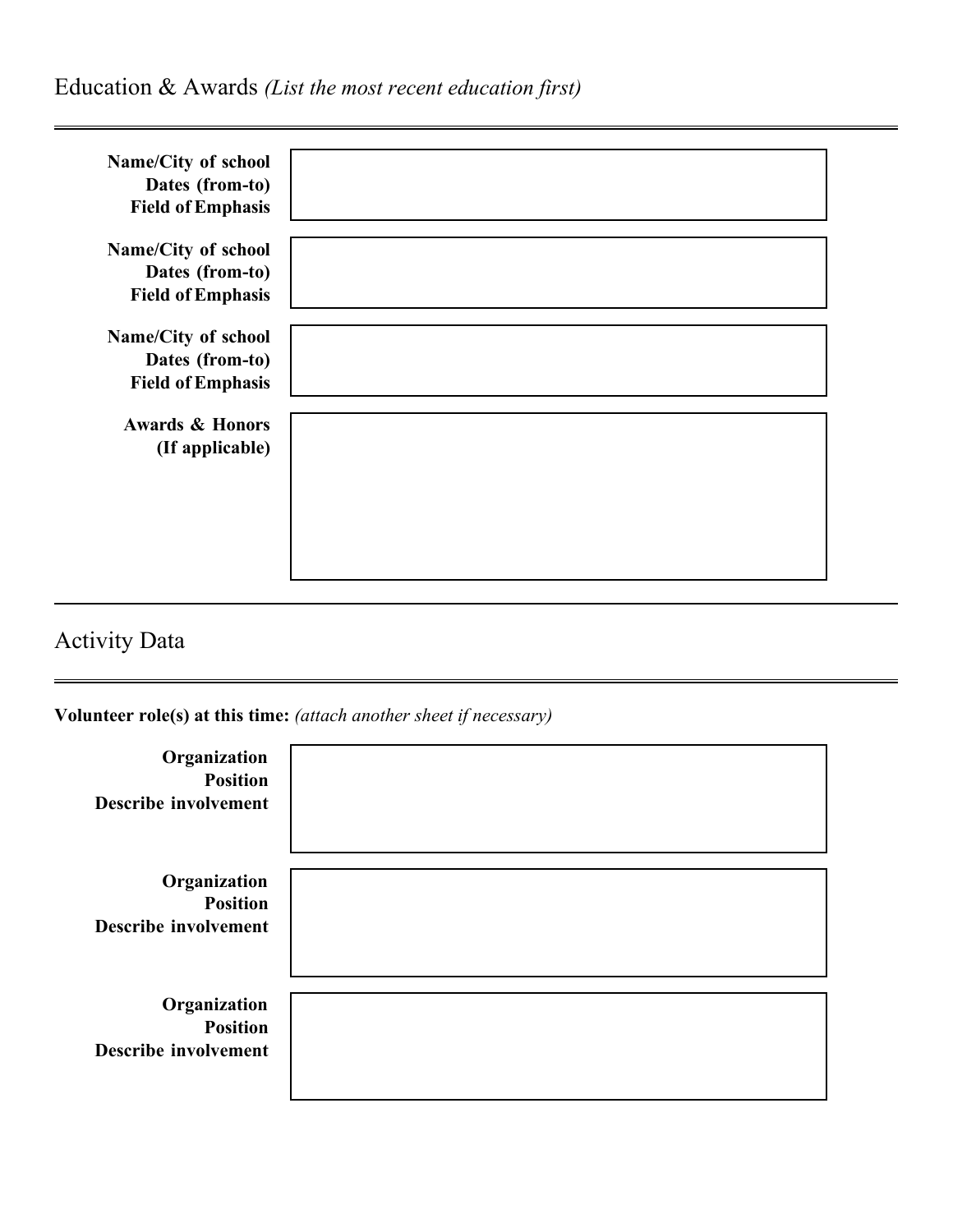## Education & Awards *(List the most recent education first)*

---

**Name/City of school**
**Dates (from-to)**
**Field of Emphasis**

**Name/City of school**
**Dates (from-to)**
**Field of Emphasis**

**Name/City of school**
**Dates (from-to)**
**Field of Emphasis**

**Awards & Honors**
**(If applicable)**

---

## Activity Data

---

**Volunteer role(s) at this time:** *(attach another sheet if necessary)*

**Organization**
**Position**
**Describe involvement**

**Organization**
**Position**
**Describe involvement**

**Organization**
**Position**
**Describe involvement**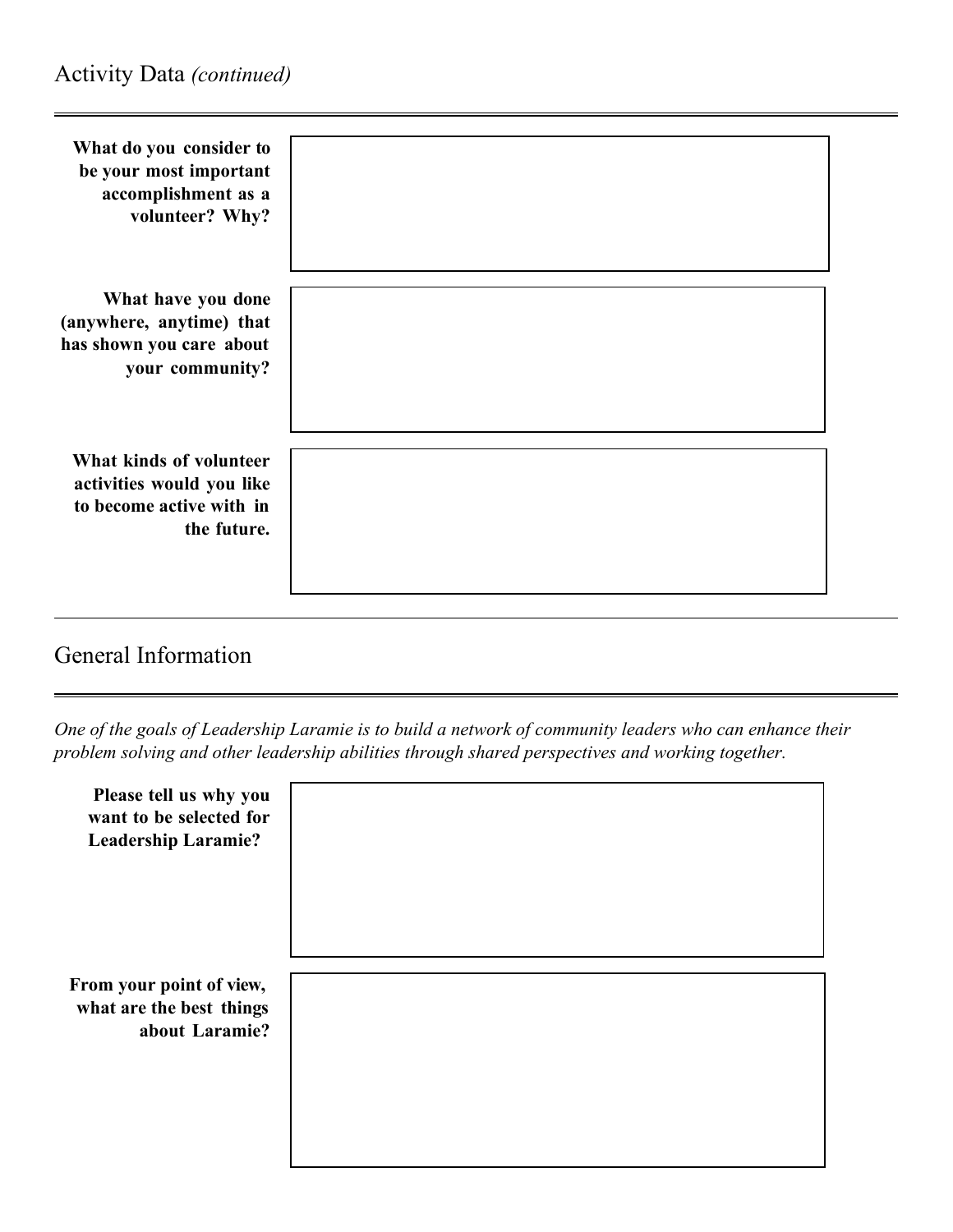## Activity Data *(continued)*

**What do you consider to be your most important accomplishment as a volunteer? Why?**

**What have you done (anywhere, anytime) that has shown you care about your community?**

**What kinds of volunteer activities would you like to become active with in the future.**

## General Information

*One of the goals of Leadership Laramie is to build a network of community leaders who can enhance their problem solving and other leadership abilities through shared perspectives and working together.*

**Please tell us why you want to be selected for Leadership Laramie?**

**From your point of view, what are the best things about Laramie?**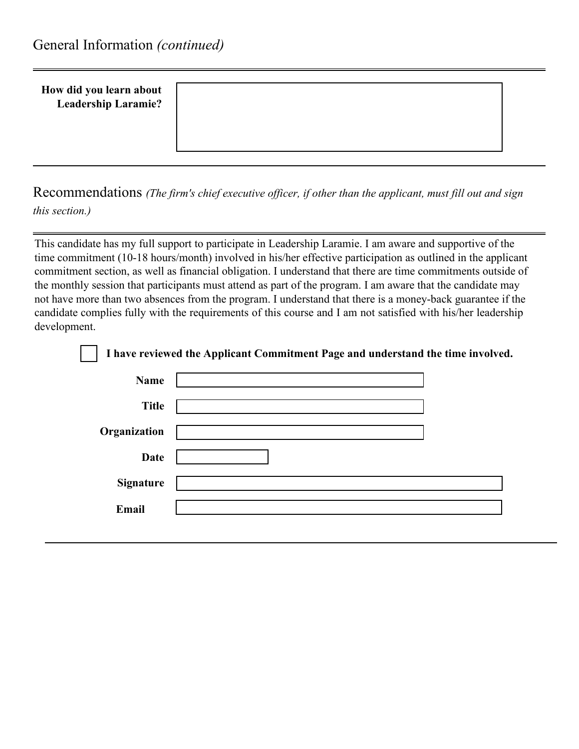## General Information *(continued)*

**How did you learn about Leadership Laramie?**

---

## Recommendations *(The firm's chief executive officer, if other than the applicant, must fill out and sign this section.)*

This candidate has my full support to participate in Leadership Laramie. I am aware and supportive of the time commitment (10-18 hours/month) involved in his/her effective participation as outlined in the applicant commitment section, as well as financial obligation. I understand that there are time commitments outside of the monthly session that participants must attend as part of the program. I am aware that the candidate may not have more than two absences from the program. I understand that there is a money-back guarantee if the candidate complies fully with the requirements of this course and I am not satisfied with his/her leadership development.

☐ **I have reviewed the Applicant Commitment Page and understand the time involved.**

**Name**

**Title**

**Organization**

**Date**

**Signature**

**Email**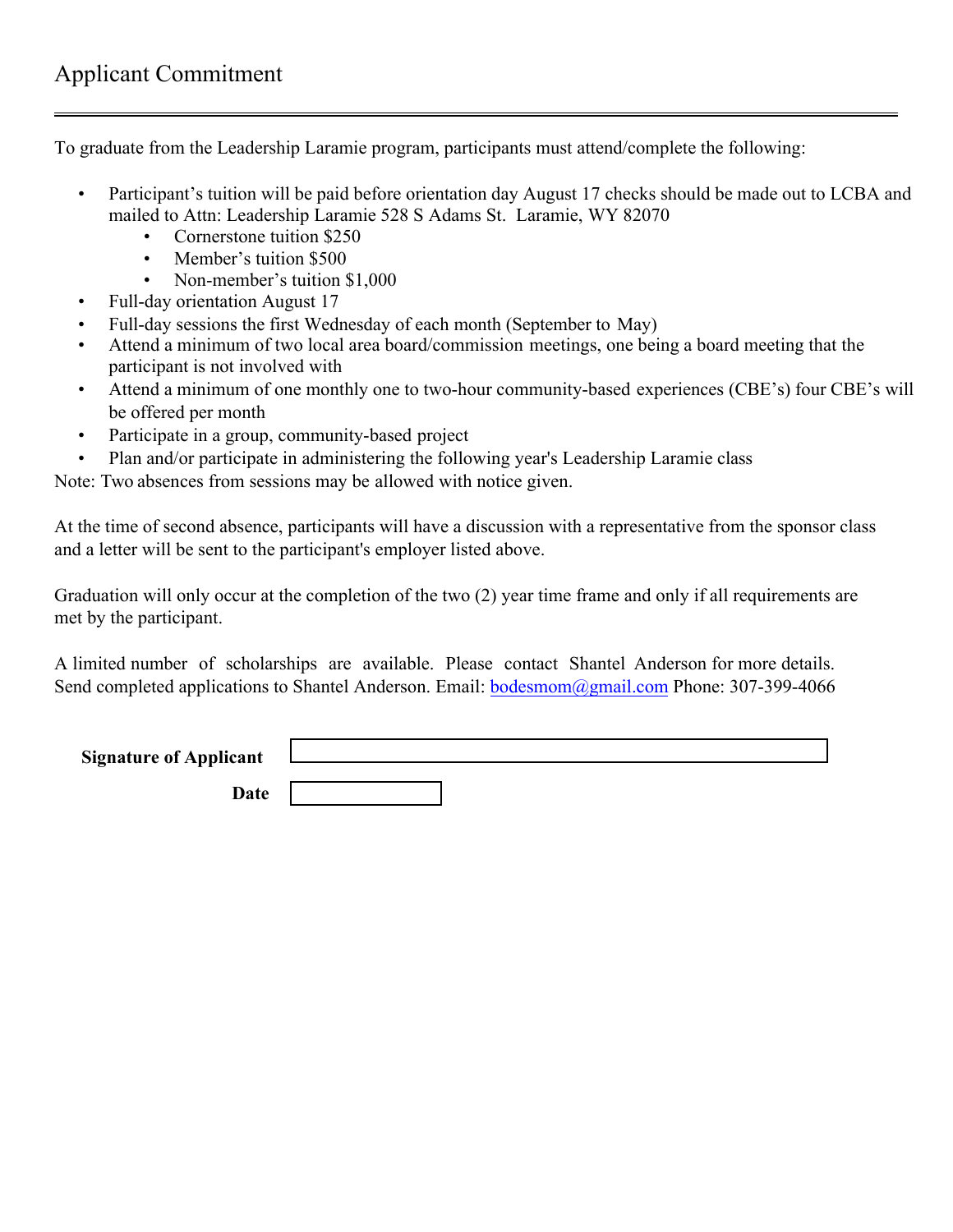# Applicant Commitment

---

To graduate from the Leadership Laramie program, participants must attend/complete the following:

- Participant's tuition will be paid before orientation day August 17 checks should be made out to LCBA and mailed to Attn: Leadership Laramie 528 S Adams St. Laramie, WY 82070
  - Cornerstone tuition $250
  - Member's tuition $500
  - Non-member's tuition $1,000
- Full-day orientation August 17
- Full-day sessions the first Wednesday of each month (September to May)
- Attend a minimum of two local area board/commission meetings, one being a board meeting that the participant is not involved with
- Attend a minimum of one monthly one to two-hour community-based experiences (CBE's) four CBE's will be offered per month
- Participate in a group, community-based project
- Plan and/or participate in administering the following year's Leadership Laramie class

Note: Two absences from sessions may be allowed with notice given.

At the time of second absence, participants will have a discussion with a representative from the sponsor class and a letter will be sent to the participant's employer listed above.

Graduation will only occur at the completion of the two (2) year time frame and only if all requirements are met by the participant.

A limited number of scholarships are available. Please contact Shantel Anderson for more details. Send completed applications to Shantel Anderson. Email: bodesmom@gmail.com Phone: 307-399-4066

**Signature of Applicant** ____________________

**Date** ____________________